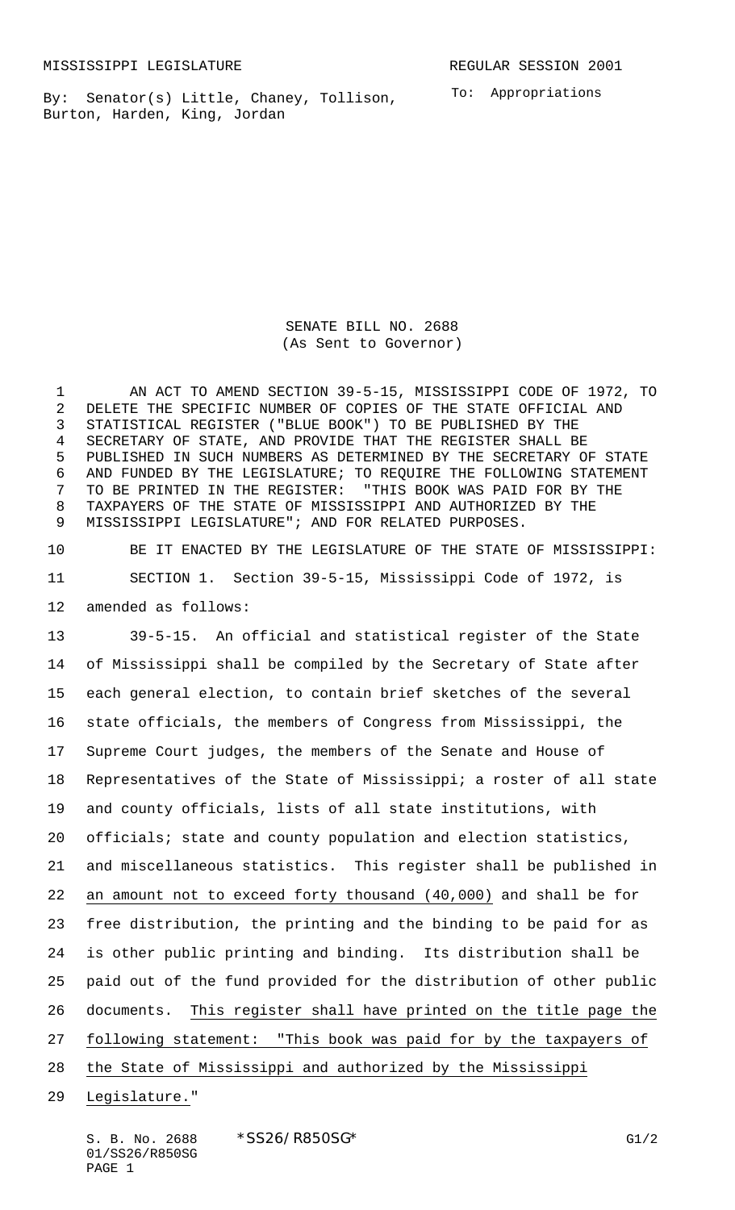MISSISSIPPI LEGISLATURE REGULAR SESSION 2001

By: Senator(s) Little, Chaney, Tollison, Burton, Harden, King, Jordan

To: Appropriations

# SENATE BILL NO. 2688
(As Sent to Governor)

AN ACT TO AMEND SECTION 39-5-15, MISSISSIPPI CODE OF 1972, TO DELETE THE SPECIFIC NUMBER OF COPIES OF THE STATE OFFICIAL AND STATISTICAL REGISTER ("BLUE BOOK") TO BE PUBLISHED BY THE SECRETARY OF STATE, AND PROVIDE THAT THE REGISTER SHALL BE PUBLISHED IN SUCH NUMBERS AS DETERMINED BY THE SECRETARY OF STATE AND FUNDED BY THE LEGISLATURE; TO REQUIRE THE FOLLOWING STATEMENT TO BE PRINTED IN THE REGISTER: "THIS BOOK WAS PAID FOR BY THE TAXPAYERS OF THE STATE OF MISSISSIPPI AND AUTHORIZED BY THE MISSISSIPPI LEGISLATURE"; AND FOR RELATED PURPOSES.

BE IT ENACTED BY THE LEGISLATURE OF THE STATE OF MISSISSIPPI:

SECTION 1. Section 39-5-15, Mississippi Code of 1972, is amended as follows:

39-5-15. An official and statistical register of the State of Mississippi shall be compiled by the Secretary of State after each general election, to contain brief sketches of the several state officials, the members of Congress from Mississippi, the Supreme Court judges, the members of the Senate and House of Representatives of the State of Mississippi; a roster of all state and county officials, lists of all state institutions, with officials; state and county population and election statistics, and miscellaneous statistics. This register shall be published in an amount not to exceed forty thousand (40,000) and shall be for free distribution, the printing and the binding to be paid for as is other public printing and binding. Its distribution shall be paid out of the fund provided for the distribution of other public documents. This register shall have printed on the title page the following statement: "This book was paid for by the taxpayers of the State of Mississippi and authorized by the Mississippi Legislature."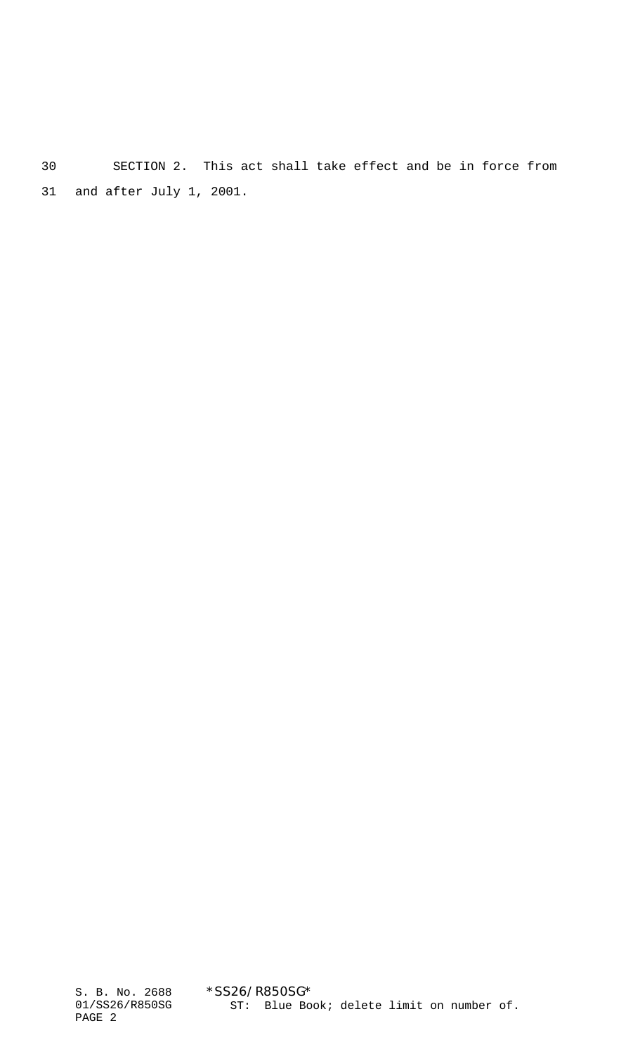30 SECTION 2. This act shall take effect and be in force from

31 and after July 1, 2001.

S. B. No. 2688 *SS26/R850SG*
01/SS26/R850SG ST: Blue Book; delete limit on number of.